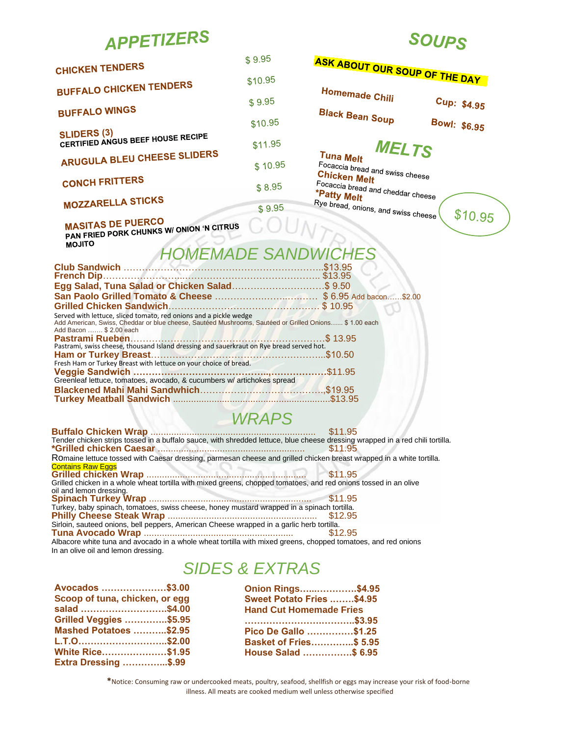# APPETIZERS

- **CHICKEN TENDERS** $ 9.95
- **BUFFALO CHICKEN TENDERS** $10.95
- **BUFFALO WINGS** $ 9.95
- **SLIDERS (3)** CERTIFIED ANGUS BEEF HOUSE RECIPE $10.95
- **ARUGULA BLEU CHEESE SLIDERS** $11.95
- **CONCH FRITTERS** $ 10.95
- **MOZZARELLA STICKS** $ 8.95
- **MASITAS DE PUERCO** PAN FRIED PORK CHUNKS W/ ONION 'N CITRUS MOJITO $ 9.95

# SOUPS

**ASK ABOUT OUR SOUP OF THE DAY**

- Homemade Chili
- Black Bean Soup

Cup: $4.95
Bowl: $6.95

# MELTS

**Tuna Melt**
Focaccia bread and swiss cheese

**Chicken Melt**
Focaccia bread and cheddar cheese

***Patty Melt**
Rye bread, onions, and swiss cheese

$10.95

# HOMEMADE SANDWICHES

**Club Sandwich** ..............$13.95

**French Dip**.............. $13.95

**Egg Salad, Tuna Salad or Chicken Salad**..............$ 9.50

**San Paolo Grilled Tomato & Cheese** .............. $ 6.95 Add bacon……$2.00

**Grilled Chicken Sandwich**.............. $ 10.95
Served with lettuce, sliced tomato, red onions and a pickle wedge
Add American, Swiss, Cheddar or blue cheese, Sautéed Mushrooms, Sautéed or Grilled Onions...... $ 1.00 each
Add Bacon ……. $ 2.00 each

**Pastrami Rueben**..............$ 13.95
Pastrami, swiss cheese, thousand Island dressing and sauerkraut on Rye bread served hot.

**Ham or Turkey Breast**..............$10.50
Fresh Ham or Turkey Breast with lettuce on your choice of bread.

**Veggie Sandwich** ..............$11.95
Greenleaf lettuce, tomatoes, avocado, & cucumbers w/ artichokes spread

**Blackened Mahi Mahi Sandwhich**..............$19.95

**Turkey Meatball Sandwich** ..............$13.95

# WRAPS

**Buffalo Chicken Wrap** .............. $11.95
Tender chicken strips tossed in a buffalo sauce, with shredded lettuce, blue cheese dressing wrapped in a red chili tortilla.

***Grilled chicken Caesar** .............. $11.95
ROmaine lettuce tossed with Caesar dressing, parmesan cheese and grilled chicken breast wrapped in a white tortilla.
Contains Raw Eggs

**Grilled chicken Wrap** .............. $11.95
Grilled chicken in a whole wheat tortilla with mixed greens, chopped tomatoes, and red onions tossed in an olive oil and lemon dressing.

**Spinach Turkey Wrap** .............. $11.95
Turkey, baby spinach, tomatoes, swiss cheese, honey mustard wrapped in a spinach tortilla.

**Philly Cheese Steak Wrap** .............. $12.95
Sirloin, sauteed onions, bell peppers, American Cheese wrapped in a garlic herb tortilla.

**Tuna Avocado Wrap** .............. $12.95
Albacore white tuna and avocado in a whole wheat tortilla with mixed greens, chopped tomatoes, and red onions In an olive oil and lemon dressing.

# SIDES & EXTRAS

**Avocados** ..............$3.00
**Scoop of tuna, chicken, or egg salad** ..............$4.00
**Grilled Veggies** ..............$5.95
**Mashed Potatoes** ..............$2.95
**L.T.O.**..............$2.00
**White Rice**..............$1.95
**Extra Dressing** ..............$.99

**Onion Rings**..............$4.95
**Sweet Potato Fries** ..............$4.95
**Hand Cut Homemade Fries** ..............$3.95
**Pico De Gallo** ..............$1.25
**Basket of Fries**..............$ 5.95
**House Salad** ..............$ 6.95

*Notice: Consuming raw or undercooked meats, poultry, seafood, shellfish or eggs may increase your risk of food-borne illness. All meats are cooked medium well unless otherwise specified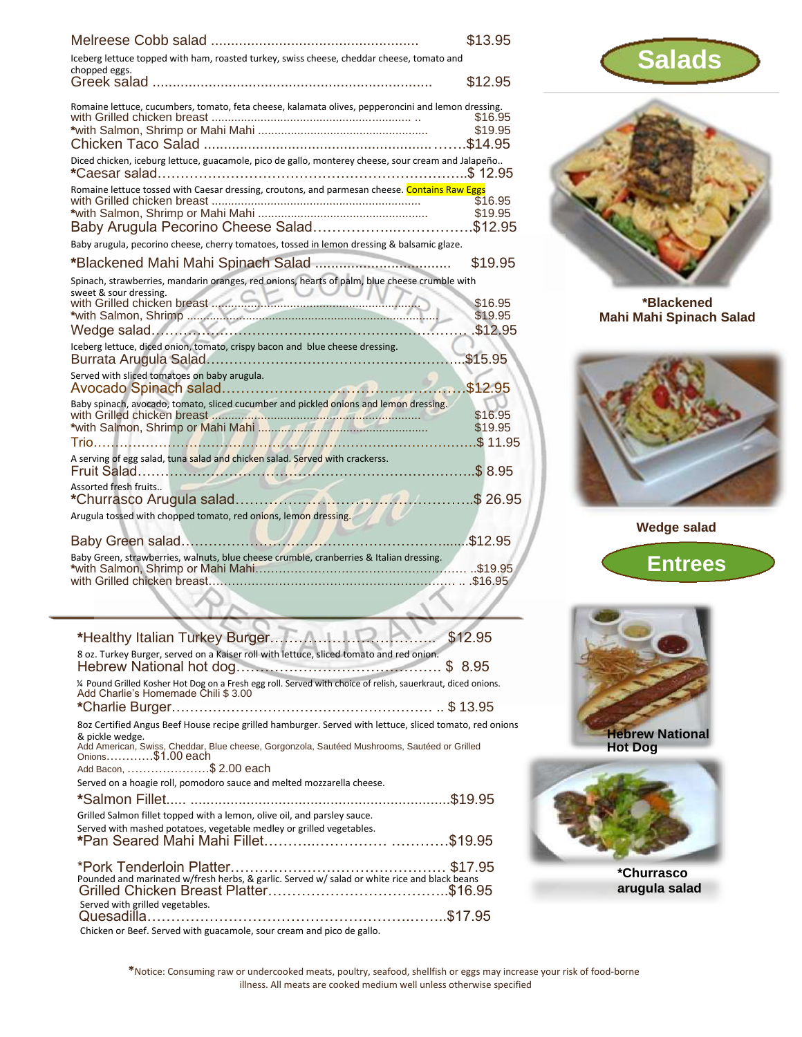## Salads

Melreese Cobb salad .................................................... $13.95

Iceberg lettuce topped with ham, roasted turkey, swiss cheese, cheddar cheese, tomato and chopped eggs.

Greek salad ...................................................................... $12.95

Romaine lettuce, cucumbers, tomato, feta cheese, kalamata olives, pepperoncini and lemon dressing.

with Grilled chicken breast ............................................................ $16.95

*with Salmon, Shrimp or Mahi Mahi .................................................. $19.95

Chicken Taco Salad ........................................................$14.95

Diced chicken, iceburg lettuce, guacamole, pico de gallo, monterey cheese, sour cream and Jalapeño..

*Caesar salad………………………………………………………….$ 12.95

Romaine lettuce tossed with Caesar dressing, croutons, and parmesan cheese. Contains Raw Eggs

with Grilled chicken breast ............................................................ $16.95

*with Salmon, Shrimp or Mahi Mahi .................................................. $19.95

Baby Arugula Pecorino Cheese Salad……………..……………..$12.95

Baby arugula, pecorino cheese, cherry tomatoes, tossed in lemon dressing & balsamic glaze.

*Blackened Mahi Mahi Spinach Salad .................................. $19.95

Spinach, strawberries, mandarin oranges, red onions, hearts of palm, blue cheese crumble with sweet & sour dressing.

with Grilled chicken breast ............................................................ $16.95

*with Salmon, Shrimp ................................................................... $19.95

Wedge salad…………………………………………………………. $12.95

Iceberg lettuce, diced onion, tomato, crispy bacon and blue cheese dressing.

Burrata Arugula Salad……………………………………………….$15.95

Served with sliced tomatoes on baby arugula.

Avocado Spinach salad……………………………………………..$12.95

Baby spinach, avocado, tomato, sliced cucumber and pickled onions and lemon dressing.

with Grilled chicken breast ............................................................ $16.95

*with Salmon, Shrimp or Mahi Mahi .................................................. $19.95

Trio………………………………………………………………………..$ 11.95

A serving of egg salad, tuna salad and chicken salad. Served with crackerss.

Fruit Salad………………………………………………………………$ 8.95

Assorted fresh fruits..

*Churrasco Arugula salad…………………………………………..$ 26.95

Arugula tossed with chopped tomato, red onions, lemon dressing.

Baby Green salad……………………………………………………..$12.95

Baby Green, strawberries, walnuts, blue cheese crumble, cranberries & Italian dressing.

*with Salmon, Shrimp or Mahi Mahi…………………………………………. ..$19.95

with Grilled chicken breast……………………………………………….. .. .$16.95

*Blackened Mahi Mahi Spinach Salad

Wedge salad

## Entrees

*Healthy Italian Turkey Burger………………………… $12.95

8 oz. Turkey Burger, served on a Kaiser roll with lettuce, sliced tomato and red onion.

Hebrew National hot dog……………………………………. $ 8.95

¼ Pound Grilled Kosher Hot Dog on a Fresh egg roll. Served with choice of relish, sauerkraut, diced onions.

Add Charlie's Homemade Chili $ 3.00

*Charlie Burger………………………………………………. .. $ 13.95

8oz Certified Angus Beef House recipe grilled hamburger. Served with lettuce, sliced tomato, red onions & pickle wedge.

Add American, Swiss, Cheddar, Blue cheese, Gorgonzola, Sautéed Mushrooms, Sautéed or Grilled Onions…………$1.00 each

Add Bacon, …………………$ 2.00 each

Served on a hoagie roll, pomodoro sauce and melted mozzarella cheese.

*Salmon Fillet..... ................................................................$19.95

Grilled Salmon fillet topped with a lemon, olive oil, and parsley sauce.

Served with mashed potatoes, vegetable medley or grilled vegetables.

*Pan Seared Mahi Mahi Fillet………..…………… …………$19.95

*Pork Tenderloin Platter……………………………………… $17.95

Pounded and marinated w/fresh herbs, & garlic. Served w/ salad or white rice and black beans

Grilled Chicken Breast Platter……………………………….$16.95

Served with grilled vegetables.

Quesadilla……………………………………………………..$17.95

Chicken or Beef. Served with guacamole, sour cream and pico de gallo.

Hebrew National Hot Dog

*Churrasco arugula salad

*Notice: Consuming raw or undercooked meats, poultry, seafood, shellfish or eggs may increase your risk of food-borne illness. All meats are cooked medium well unless otherwise specified